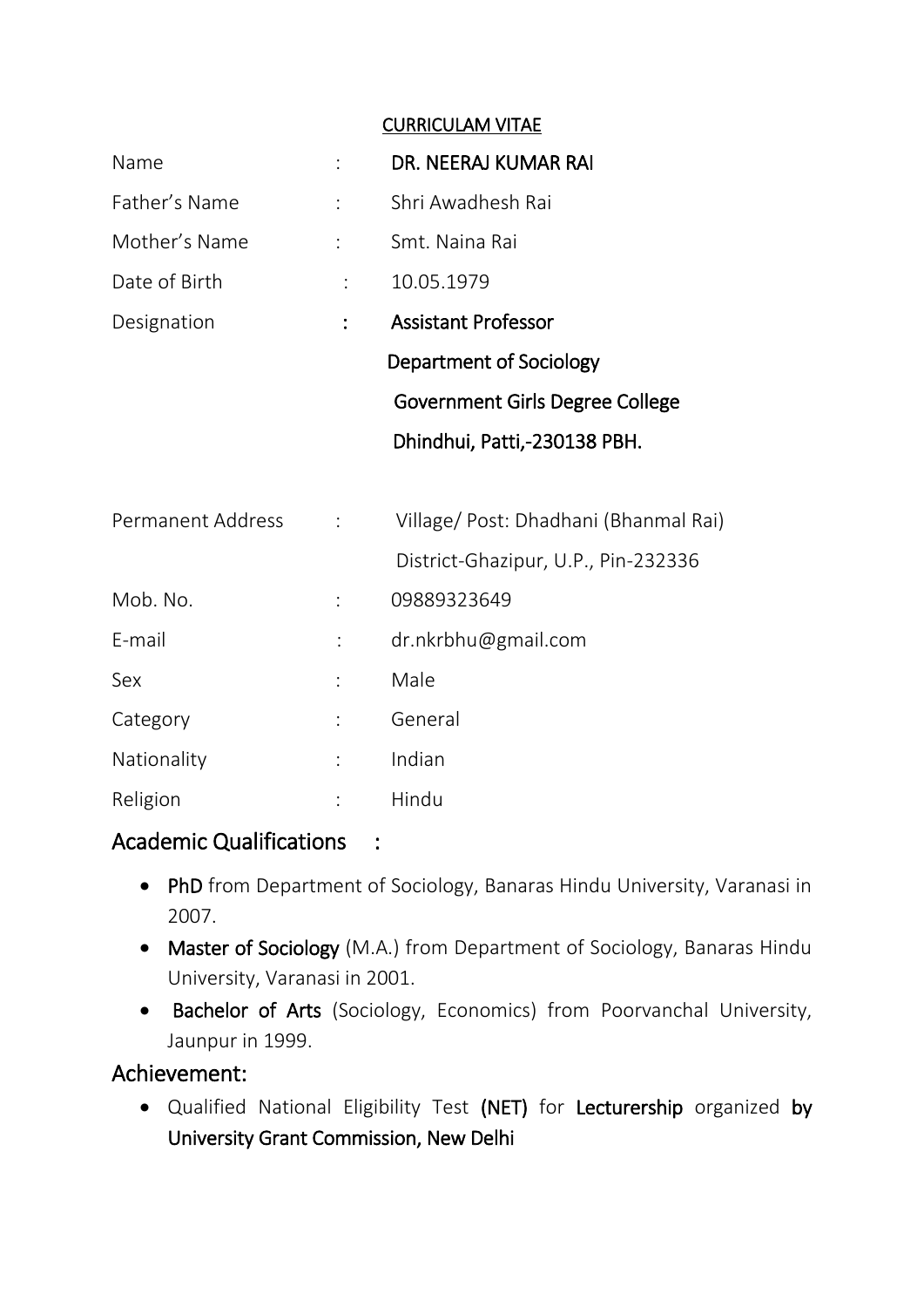## CURRICULAM VITAE

| | | |
|---|---|---|
| Name | : | **DR. NEERAJ KUMAR RAI** |
| Father's Name | : | Shri Awadhesh Rai |
| Mother's Name | : | Smt. Naina Rai |
| Date of Birth | : | 10.05.1979 |
| Designation | : | **Assistant Professor**<br>**Department of Sociology**<br>**Government Girls Degree College**<br>**Dhindhui, Patti,-230138 PBH.** |
| Permanent Address | : | Village/ Post: Dhadhani (Bhanmal Rai)<br>District-Ghazipur, U.P., Pin-232336 |
| Mob. No. | : | 09889323649 |
| E-mail | : | dr.nkrbhu@gmail.com |
| Sex | : | Male |
| Category | : | General |
| Nationality | : | Indian |
| Religion | : | Hindu |

## Academic Qualifications :

- **PhD** from Department of Sociology, Banaras Hindu University, Varanasi in 2007.
- **Master of Sociology** (M.A.) from Department of Sociology, Banaras Hindu University, Varanasi in 2001.
- **Bachelor of Arts** (Sociology, Economics) from Poorvanchal University, Jaunpur in 1999.

## Achievement:

- Qualified National Eligibility Test **(NET)** for **Lecturership** organized **by University Grant Commission, New Delhi**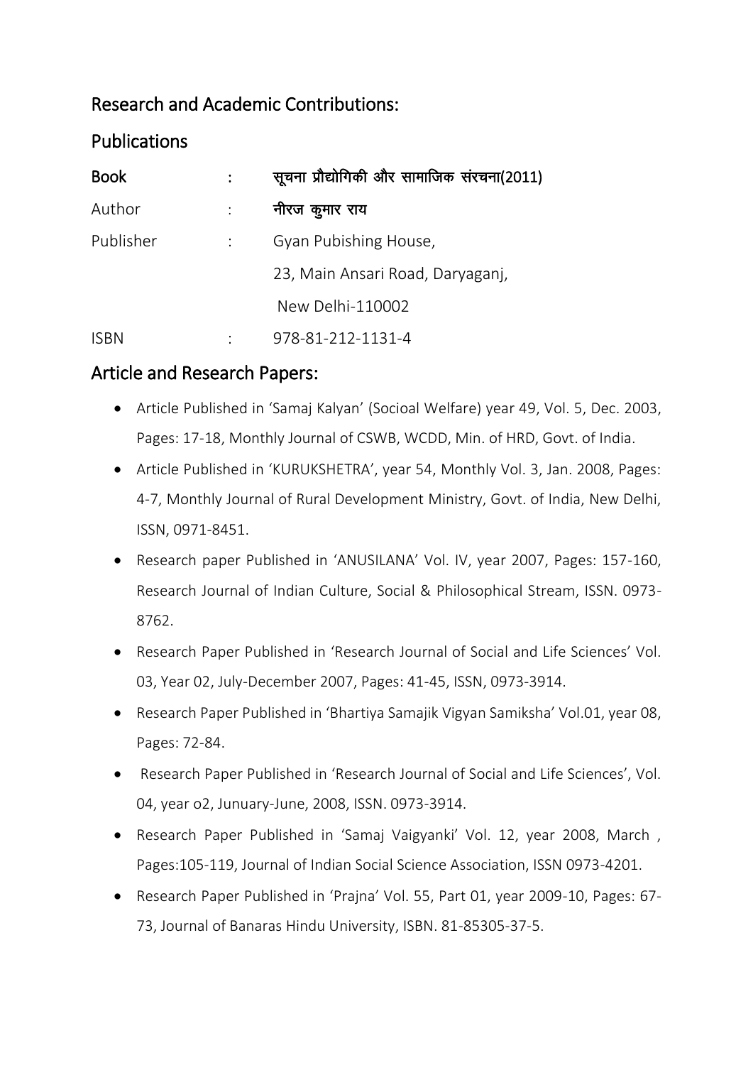## Research and Academic Contributions:

## Publications

| | | |
|---|---|---|
| **Book** | : | **सूचना प्रौद्योगिकी और सामाजिक संरचना(2011)** |
| Author | : | **नीरज कुमार राय** |
| Publisher | : | Gyan Pubishing House,<br>23, Main Ansari Road, Daryaganj,<br>New Delhi-110002 |
| ISBN | : | 978-81-212-1131-4 |

## Article and Research Papers:

- Article Published in 'Samaj Kalyan' (Socioal Welfare) year 49, Vol. 5, Dec. 2003, Pages: 17-18, Monthly Journal of CSWB, WCDD, Min. of HRD, Govt. of India.
- Article Published in 'KURUKSHETRA', year 54, Monthly Vol. 3, Jan. 2008, Pages: 4-7, Monthly Journal of Rural Development Ministry, Govt. of India, New Delhi, ISSN, 0971-8451.
- Research paper Published in 'ANUSILANA' Vol. IV, year 2007, Pages: 157-160, Research Journal of Indian Culture, Social & Philosophical Stream, ISSN. 0973-8762.
- Research Paper Published in 'Research Journal of Social and Life Sciences' Vol. 03, Year 02, July-December 2007, Pages: 41-45, ISSN, 0973-3914.
- Research Paper Published in 'Bhartiya Samajik Vigyan Samiksha' Vol.01, year 08, Pages: 72-84.
- Research Paper Published in 'Research Journal of Social and Life Sciences', Vol. 04, year o2, Junuary-June, 2008, ISSN. 0973-3914.
- Research Paper Published in 'Samaj Vaigyanki' Vol. 12, year 2008, March , Pages:105-119, Journal of Indian Social Science Association, ISSN 0973-4201.
- Research Paper Published in 'Prajna' Vol. 55, Part 01, year 2009-10, Pages: 67-73, Journal of Banaras Hindu University, ISBN. 81-85305-37-5.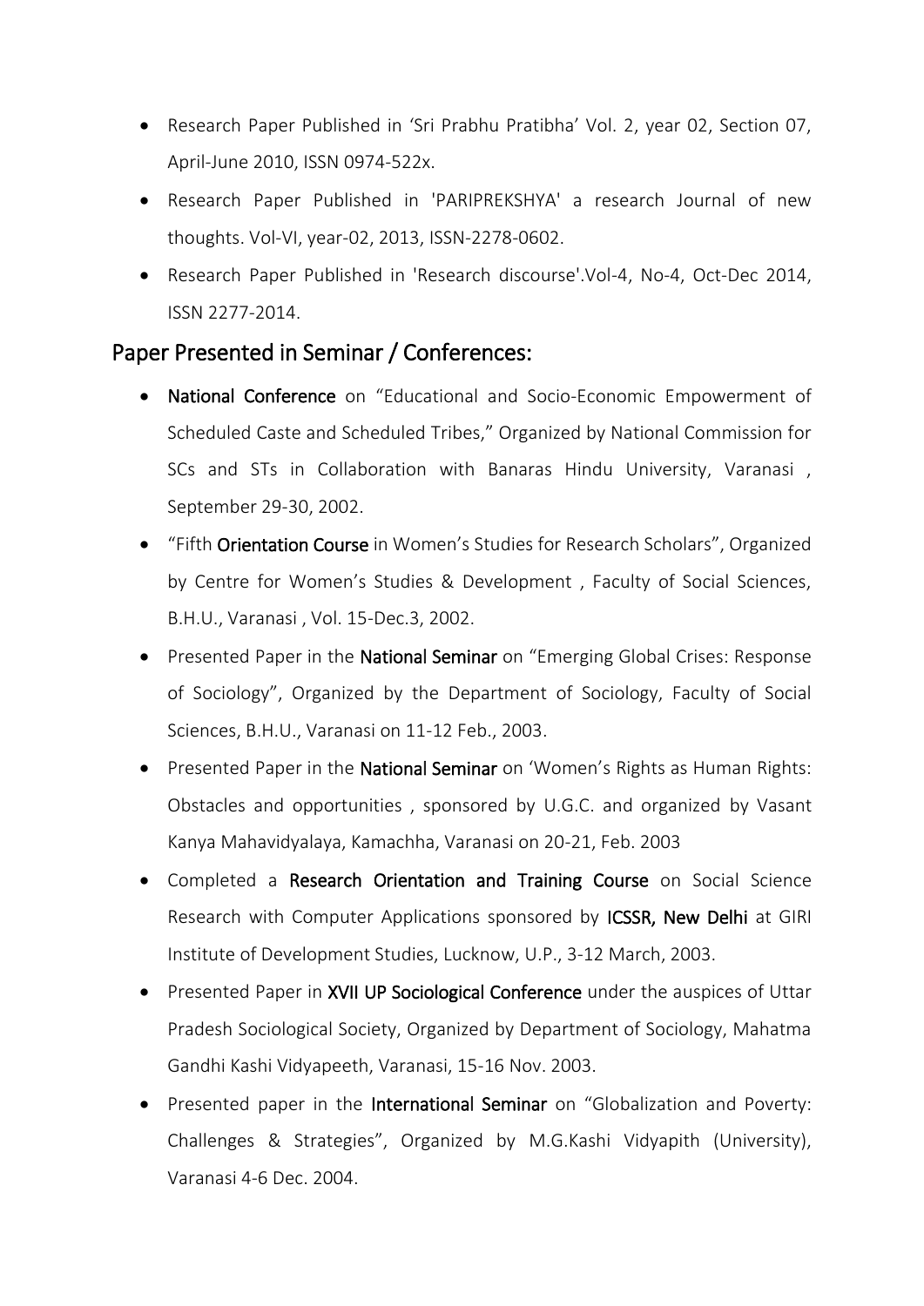- Research Paper Published in 'Sri Prabhu Pratibha' Vol. 2, year 02, Section 07, April-June 2010, ISSN 0974-522x.
- Research Paper Published in 'PARIPREKSHYA' a research Journal of new thoughts. Vol-VI, year-02, 2013, ISSN-2278-0602.
- Research Paper Published in 'Research discourse'.Vol-4, No-4, Oct-Dec 2014, ISSN 2277-2014.

## Paper Presented in Seminar / Conferences:

- **National Conference** on "Educational and Socio-Economic Empowerment of Scheduled Caste and Scheduled Tribes," Organized by National Commission for SCs and STs in Collaboration with Banaras Hindu University, Varanasi , September 29-30, 2002.
- "Fifth **Orientation Course** in Women's Studies for Research Scholars", Organized by Centre for Women's Studies & Development , Faculty of Social Sciences, B.H.U., Varanasi , Vol. 15-Dec.3, 2002.
- Presented Paper in the **National Seminar** on "Emerging Global Crises: Response of Sociology", Organized by the Department of Sociology, Faculty of Social Sciences, B.H.U., Varanasi on 11-12 Feb., 2003.
- Presented Paper in the **National Seminar** on 'Women's Rights as Human Rights: Obstacles and opportunities , sponsored by U.G.C. and organized by Vasant Kanya Mahavidyalaya, Kamachha, Varanasi on 20-21, Feb. 2003
- Completed a **Research Orientation and Training Course** on Social Science Research with Computer Applications sponsored by **ICSSR, New Delhi** at GIRI Institute of Development Studies, Lucknow, U.P., 3-12 March, 2003.
- Presented Paper in **XVII UP Sociological Conference** under the auspices of Uttar Pradesh Sociological Society, Organized by Department of Sociology, Mahatma Gandhi Kashi Vidyapeeth, Varanasi, 15-16 Nov. 2003.
- Presented paper in the **International Seminar** on "Globalization and Poverty: Challenges & Strategies", Organized by M.G.Kashi Vidyapith (University), Varanasi 4-6 Dec. 2004.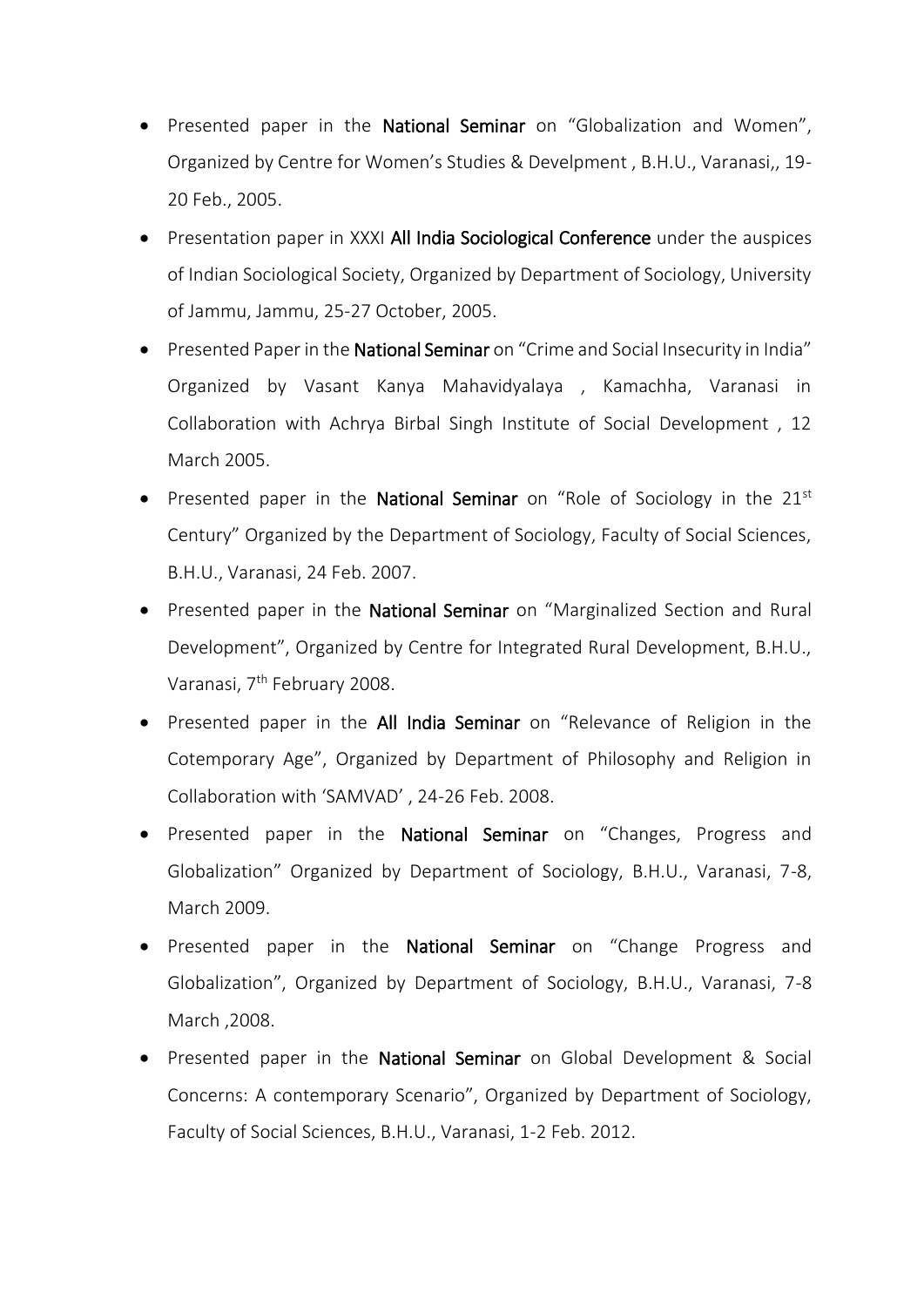- Presented paper in the **National Seminar** on "Globalization and Women", Organized by Centre for Women's Studies & Develpment , B.H.U., Varanasi,, 19-20 Feb., 2005.
- Presentation paper in XXXI **All India Sociological Conference** under the auspices of Indian Sociological Society, Organized by Department of Sociology, University of Jammu, Jammu, 25-27 October, 2005.
- Presented Paper in the **National Seminar** on "Crime and Social Insecurity in India" Organized by Vasant Kanya Mahavidyalaya , Kamachha, Varanasi in Collaboration with Achrya Birbal Singh Institute of Social Development , 12 March 2005.
- Presented paper in the **National Seminar** on "Role of Sociology in the 21st Century" Organized by the Department of Sociology, Faculty of Social Sciences, B.H.U., Varanasi, 24 Feb. 2007.
- Presented paper in the **National Seminar** on "Marginalized Section and Rural Development", Organized by Centre for Integrated Rural Development, B.H.U., Varanasi, 7th February 2008.
- Presented paper in the **All India Seminar** on "Relevance of Religion in the Cotemporary Age", Organized by Department of Philosophy and Religion in Collaboration with 'SAMVAD' , 24-26 Feb. 2008.
- Presented paper in the **National Seminar** on "Changes, Progress and Globalization" Organized by Department of Sociology, B.H.U., Varanasi, 7-8, March 2009.
- Presented paper in the **National Seminar** on "Change Progress and Globalization", Organized by Department of Sociology, B.H.U., Varanasi, 7-8 March ,2008.
- Presented paper in the **National Seminar** on Global Development & Social Concerns: A contemporary Scenario", Organized by Department of Sociology, Faculty of Social Sciences, B.H.U., Varanasi, 1-2 Feb. 2012.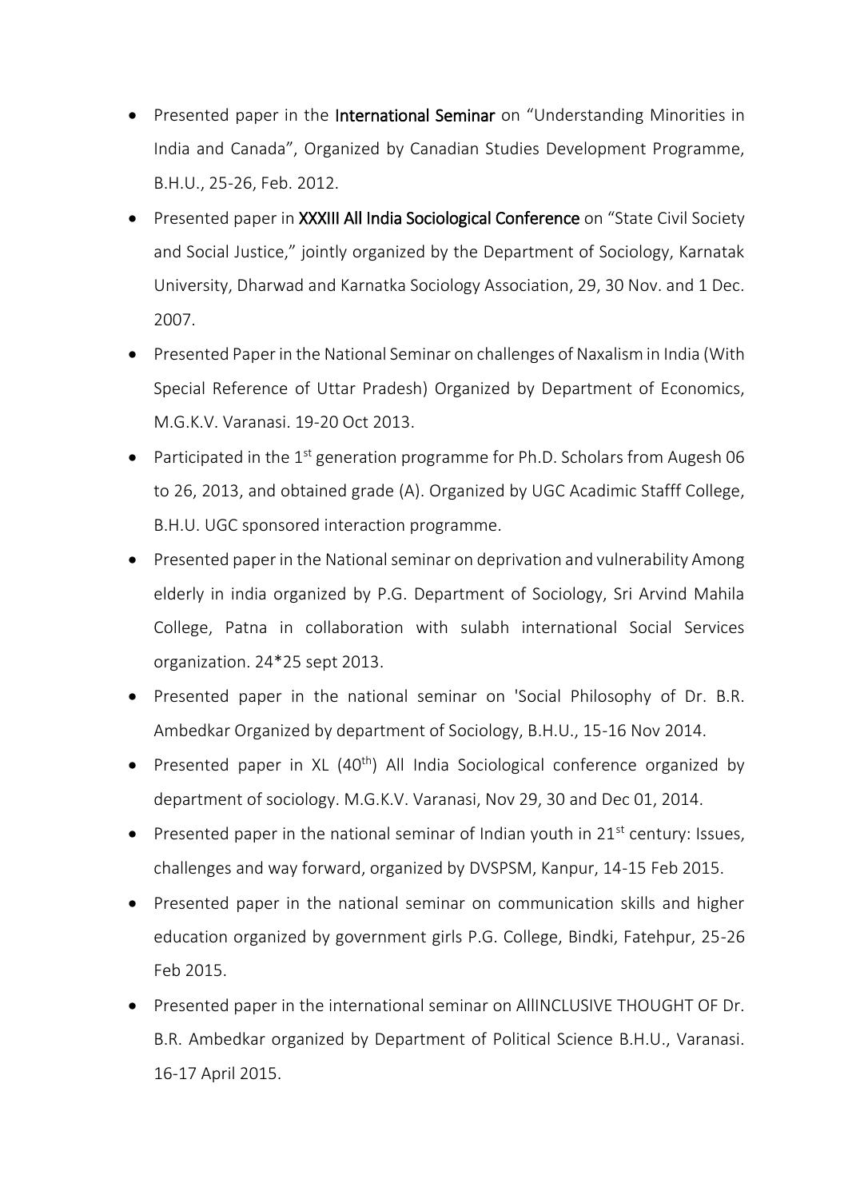- Presented paper in the **International Seminar** on "Understanding Minorities in India and Canada", Organized by Canadian Studies Development Programme, B.H.U., 25-26, Feb. 2012.
- Presented paper in **XXXIII All India Sociological Conference** on "State Civil Society and Social Justice," jointly organized by the Department of Sociology, Karnatak University, Dharwad and Karnatka Sociology Association, 29, 30 Nov. and 1 Dec. 2007.
- Presented Paper in the National Seminar on challenges of Naxalism in India (With Special Reference of Uttar Pradesh) Organized by Department of Economics, M.G.K.V. Varanasi. 19-20 Oct 2013.
- Participated in the 1st generation programme for Ph.D. Scholars from Augesh 06 to 26, 2013, and obtained grade (A). Organized by UGC Acadimic Stafff College, B.H.U. UGC sponsored interaction programme.
- Presented paper in the National seminar on deprivation and vulnerability Among elderly in india organized by P.G. Department of Sociology, Sri Arvind Mahila College, Patna in collaboration with sulabh international Social Services organization. 24*25 sept 2013.
- Presented paper in the national seminar on 'Social Philosophy of Dr. B.R. Ambedkar Organized by department of Sociology, B.H.U., 15-16 Nov 2014.
- Presented paper in XL (40th) All India Sociological conference organized by department of sociology. M.G.K.V. Varanasi, Nov 29, 30 and Dec 01, 2014.
- Presented paper in the national seminar of Indian youth in 21st century: Issues, challenges and way forward, organized by DVSPSM, Kanpur, 14-15 Feb 2015.
- Presented paper in the national seminar on communication skills and higher education organized by government girls P.G. College, Bindki, Fatehpur, 25-26 Feb 2015.
- Presented paper in the international seminar on AllINCLUSIVE THOUGHT OF Dr. B.R. Ambedkar organized by Department of Political Science B.H.U., Varanasi. 16-17 April 2015.